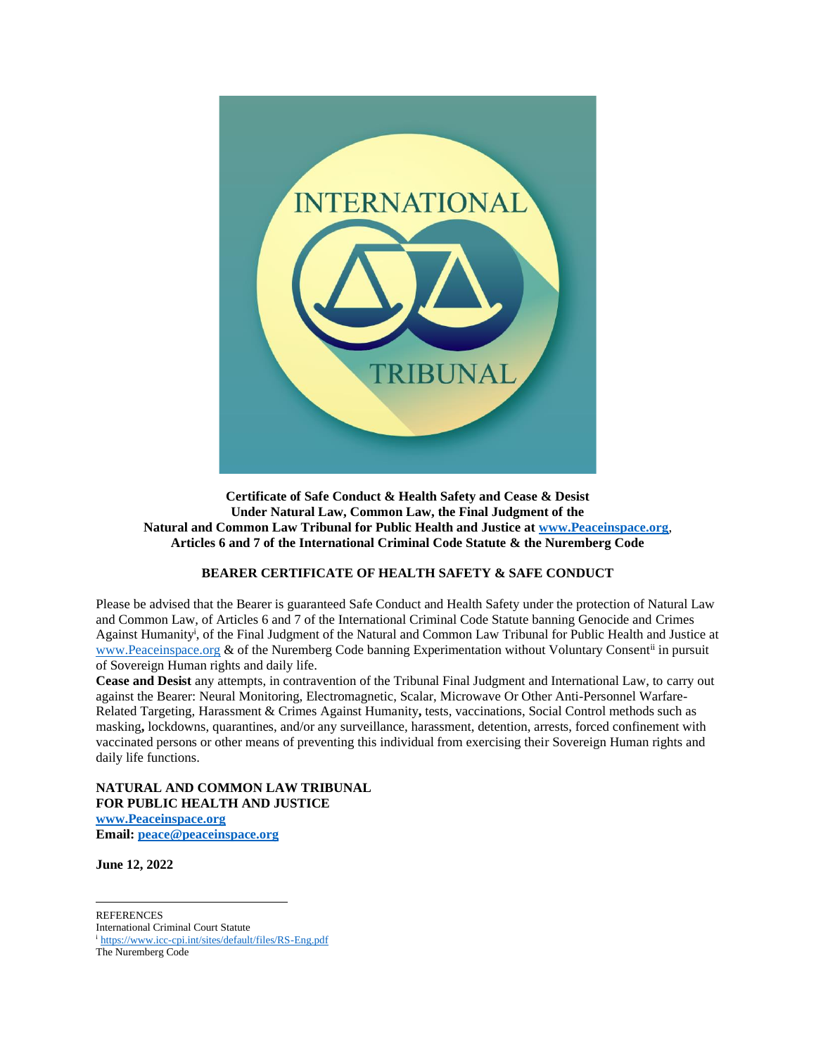**Certificate of Safe Conduct & Health Safety and Cease & Desist**
**Under Natural Law, Common Law, the Final Judgment of the**
**Natural and Common Law Tribunal for Public Health and Justice at www.Peaceinspace.org,**
**Articles 6 and 7 of the International Criminal Code Statute & the Nuremberg Code**

**BEARER CERTIFICATE OF HEALTH SAFETY & SAFE CONDUCT**

Please be advised that the Bearer is guaranteed Safe Conduct and Health Safety under the protection of Natural Law and Common Law, of Articles 6 and 7 of the International Criminal Code Statute banning Genocide and Crimes Against Humanity[i], of the Final Judgment of the Natural and Common Law Tribunal for Public Health and Justice at www.Peaceinspace.org & of the Nuremberg Code banning Experimentation without Voluntary Consent[ii] in pursuit of Sovereign Human rights and daily life.

**Cease and Desist** any attempts, in contravention of the Tribunal Final Judgment and International Law, to carry out against the Bearer: Neural Monitoring, Electromagnetic, Scalar, Microwave Or Other Anti-Personnel Warfare-Related Targeting, Harassment & Crimes Against Humanity**,** tests, vaccinations, Social Control methods such as masking**,** lockdowns, quarantines, and/or any surveillance, harassment, detention, arrests, forced confinement with vaccinated persons or other means of preventing this individual from exercising their Sovereign Human rights and daily life functions.

**NATURAL AND COMMON LAW TRIBUNAL**
**FOR PUBLIC HEALTH AND JUSTICE**
**www.Peaceinspace.org**
**Email: peace@peaceinspace.org**

**June 12, 2022**

---

REFERENCES
International Criminal Court Statute
[i] https://www.icc-cpi.int/sites/default/files/RS-Eng.pdf
The Nuremberg Code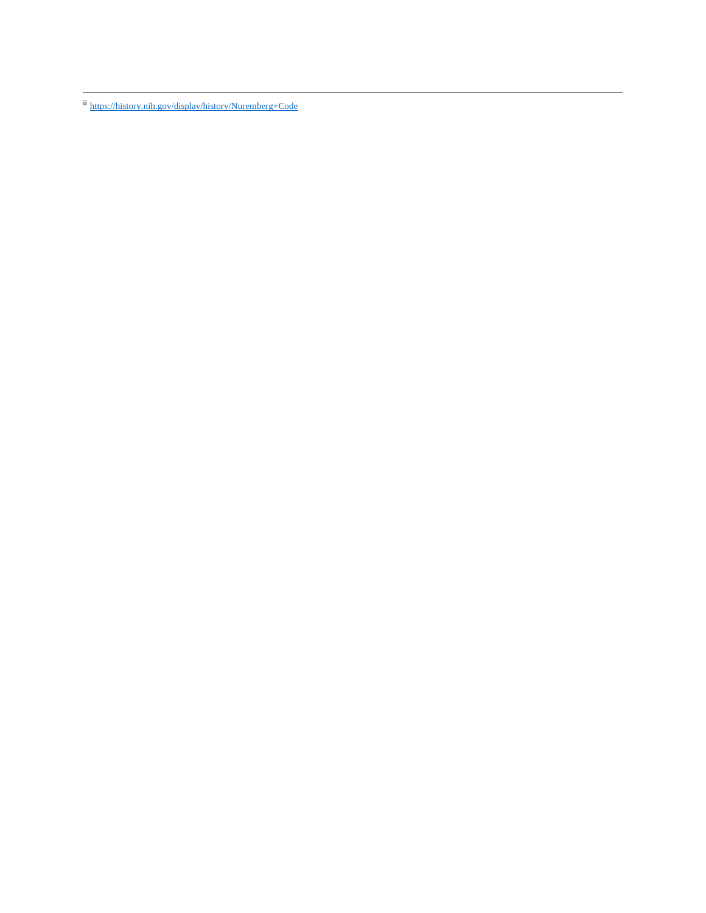[ii] https://history.nih.gov/display/history/Nuremberg+Code